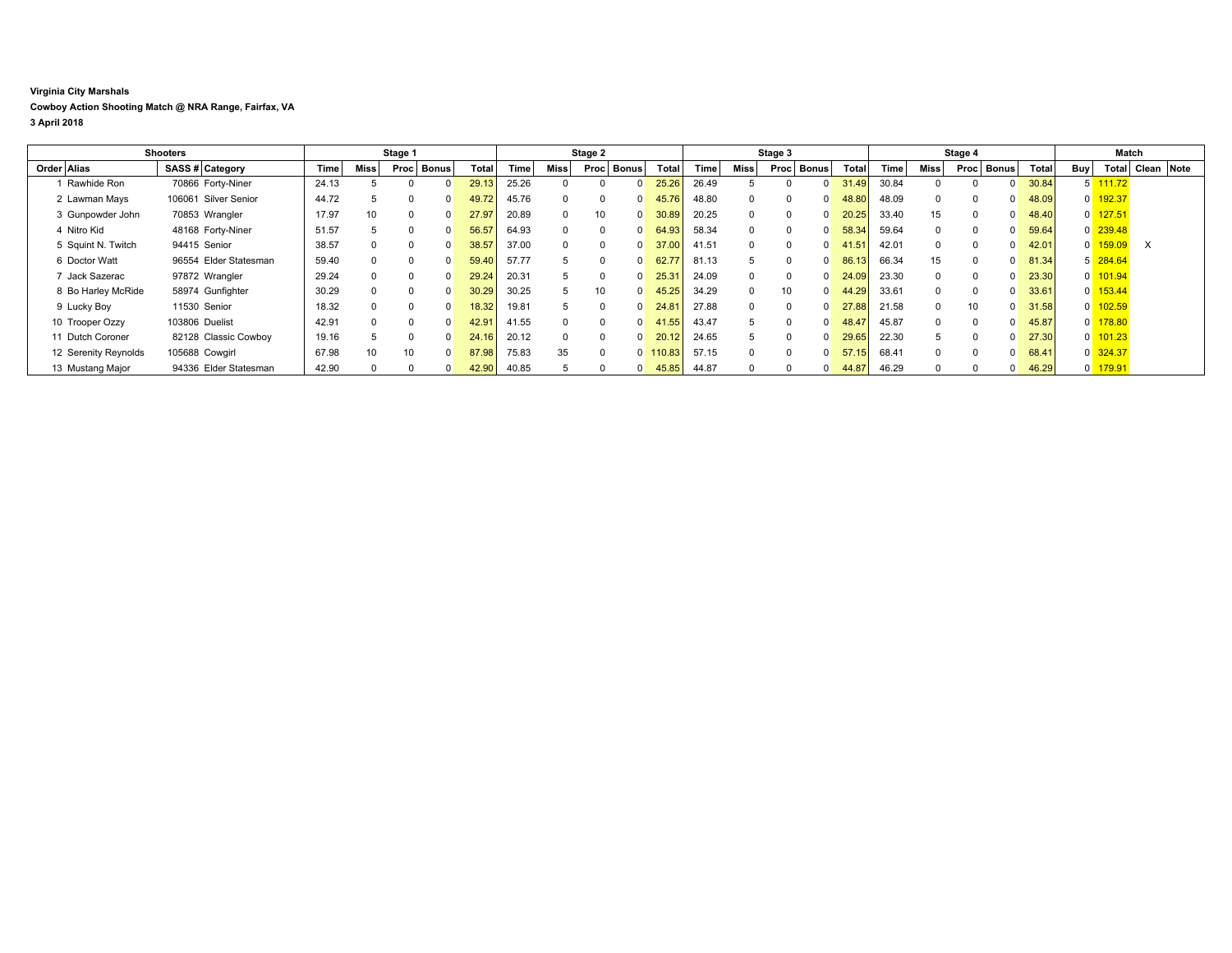**Virginia City Marshals**

**Cowboy Action Shooting Match @ NRA Range, Fairfax, VA**

**3 April 2018**

| Shooters | | | | Stage 1 | | | | | Stage 2 | | | | | Stage 3 | | | | | Stage 4 | | | | | Match | | | |
|---|---|---|---|---|---|---|---|---|---|---|---|---|---|---|---|---|---|---|---|---|---|---|---|---|---|---|---|
| Order | Alias | SASS # | Category | Time | Miss | Proc | Bonus | Total | Time | Miss | Proc | Bonus | Total | Time | Miss | Proc | Bonus | Total | Time | Miss | Proc | Bonus | Total | Buy | Total | Clean | Note |
| 1 | Rawhide Ron | 70866 | Forty-Niner | 24.13 | 5 | 0 | 0 | 29.13 | 25.26 | 0 | 0 | 0 | 25.26 | 26.49 | 5 | 0 | 0 | 31.49 | 30.84 | 0 | 0 | 0 | 30.84 | 5 | 111.72 | | |
| 2 | Lawman Mays | 106061 | Silver Senior | 44.72 | 5 | 0 | 0 | 49.72 | 45.76 | 0 | 0 | 0 | 45.76 | 48.80 | 0 | 0 | 0 | 48.80 | 48.09 | 0 | 0 | 0 | 48.09 | 0 | 192.37 | | |
| 3 | Gunpowder John | 70853 | Wrangler | 17.97 | 10 | 0 | 0 | 27.97 | 20.89 | 0 | 10 | 0 | 30.89 | 20.25 | 0 | 0 | 0 | 20.25 | 33.40 | 15 | 0 | 0 | 48.40 | 0 | 127.51 | | |
| 4 | Nitro Kid | 48168 | Forty-Niner | 51.57 | 5 | 0 | 0 | 56.57 | 64.93 | 0 | 0 | 0 | 64.93 | 58.34 | 0 | 0 | 0 | 58.34 | 59.64 | 0 | 0 | 0 | 59.64 | 0 | 239.48 | | |
| 5 | Squint N. Twitch | 94415 | Senior | 38.57 | 0 | 0 | 0 | 38.57 | 37.00 | 0 | 0 | 0 | 37.00 | 41.51 | 0 | 0 | 0 | 41.51 | 42.01 | 0 | 0 | 0 | 42.01 | 0 | 159.09 | X | |
| 6 | Doctor Watt | 96554 | Elder Statesman | 59.40 | 0 | 0 | 0 | 59.40 | 57.77 | 5 | 0 | 0 | 62.77 | 81.13 | 5 | 0 | 0 | 86.13 | 66.34 | 15 | 0 | 0 | 81.34 | 5 | 284.64 | | |
| 7 | Jack Sazerac | 97872 | Wrangler | 29.24 | 0 | 0 | 0 | 29.24 | 20.31 | 5 | 0 | 0 | 25.31 | 24.09 | 0 | 0 | 0 | 24.09 | 23.30 | 0 | 0 | 0 | 23.30 | 0 | 101.94 | | |
| 8 | Bo Harley McRide | 58974 | Gunfighter | 30.29 | 0 | 0 | 0 | 30.29 | 30.25 | 5 | 10 | 0 | 45.25 | 34.29 | 0 | 10 | 0 | 44.29 | 33.61 | 0 | 0 | 0 | 33.61 | 0 | 153.44 | | |
| 9 | Lucky Boy | 11530 | Senior | 18.32 | 0 | 0 | 0 | 18.32 | 19.81 | 5 | 0 | 0 | 24.81 | 27.88 | 0 | 0 | 0 | 27.88 | 21.58 | 0 | 10 | 0 | 31.58 | 0 | 102.59 | | |
| 10 | Trooper Ozzy | 103806 | Duelist | 42.91 | 0 | 0 | 0 | 42.91 | 41.55 | 0 | 0 | 0 | 41.55 | 43.47 | 5 | 0 | 0 | 48.47 | 45.87 | 0 | 0 | 0 | 45.87 | 0 | 178.80 | | |
| 11 | Dutch Coroner | 82128 | Classic Cowboy | 19.16 | 5 | 0 | 0 | 24.16 | 20.12 | 0 | 0 | 0 | 20.12 | 24.65 | 5 | 0 | 0 | 29.65 | 22.30 | 5 | 0 | 0 | 27.30 | 0 | 101.23 | | |
| 12 | Serenity Reynolds | 105688 | Cowgirl | 67.98 | 10 | 10 | 0 | 87.98 | 75.83 | 35 | 0 | 0 | 110.83 | 57.15 | 0 | 0 | 0 | 57.15 | 68.41 | 0 | 0 | 0 | 68.41 | 0 | 324.37 | | |
| 13 | Mustang Major | 94336 | Elder Statesman | 42.90 | 0 | 0 | 0 | 42.90 | 40.85 | 5 | 0 | 0 | 45.85 | 44.87 | 0 | 0 | 0 | 44.87 | 46.29 | 0 | 0 | 0 | 46.29 | 0 | 179.91 | | |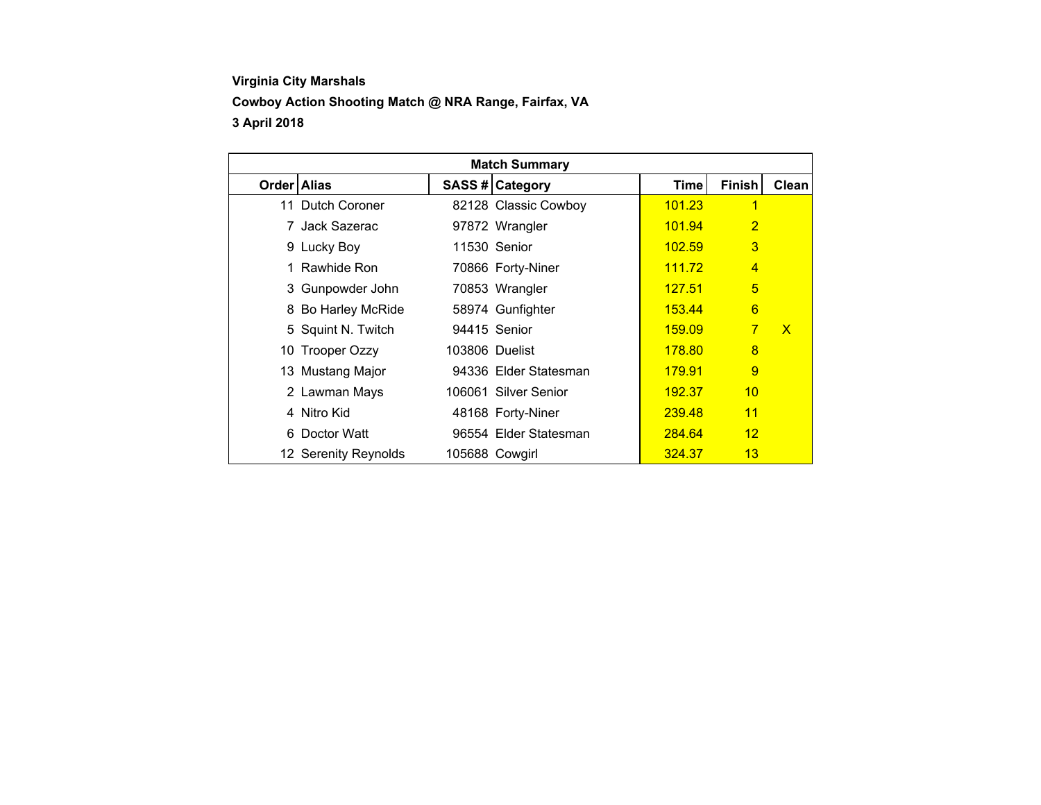**Virginia City Marshals**

**Cowboy Action Shooting Match @ NRA Range, Fairfax, VA**

**3 April 2018**

| Match Summary | | | | | | |
|---|---|---|---|---|---|---|
| **Order** | **Alias** | **SASS #** | **Category** | **Time** | **Finish** | **Clean** |
| 11 | Dutch Coroner | 82128 | Classic Cowboy | 101.23 | 1 | |
| 7 | Jack Sazerac | 97872 | Wrangler | 101.94 | 2 | |
| 9 | Lucky Boy | 11530 | Senior | 102.59 | 3 | |
| 1 | Rawhide Ron | 70866 | Forty-Niner | 111.72 | 4 | |
| 3 | Gunpowder John | 70853 | Wrangler | 127.51 | 5 | |
| 8 | Bo Harley McRide | 58974 | Gunfighter | 153.44 | 6 | |
| 5 | Squint N. Twitch | 94415 | Senior | 159.09 | 7 | X |
| 10 | Trooper Ozzy | 103806 | Duelist | 178.80 | 8 | |
| 13 | Mustang Major | 94336 | Elder Statesman | 179.91 | 9 | |
| 2 | Lawman Mays | 106061 | Silver Senior | 192.37 | 10 | |
| 4 | Nitro Kid | 48168 | Forty-Niner | 239.48 | 11 | |
| 6 | Doctor Watt | 96554 | Elder Statesman | 284.64 | 12 | |
| 12 | Serenity Reynolds | 105688 | Cowgirl | 324.37 | 13 | |